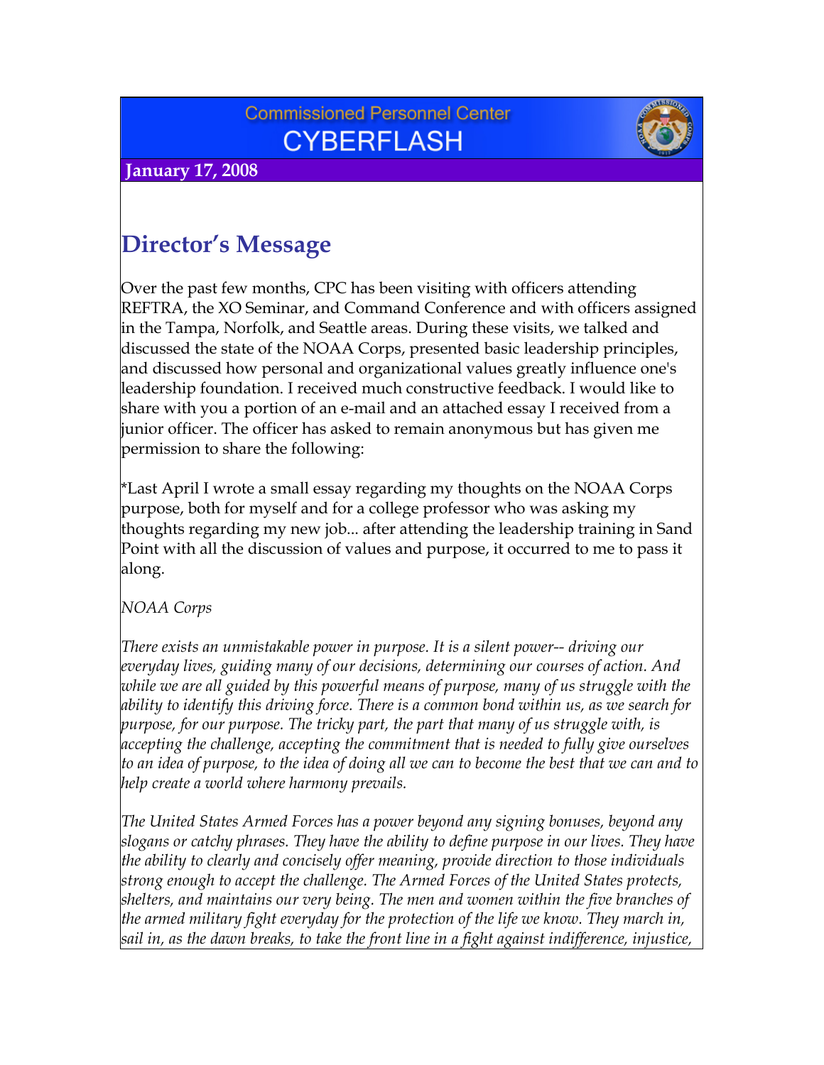Commissioned Personnel Center

# CYBERFLASH

**January 17, 2008**

## Director's Message

Over the past few months, CPC has been visiting with officers attending REFTRA, the XO Seminar, and Command Conference and with officers assigned in the Tampa, Norfolk, and Seattle areas. During these visits, we talked and discussed the state of the NOAA Corps, presented basic leadership principles, and discussed how personal and organizational values greatly influence one's leadership foundation. I received much constructive feedback. I would like to share with you a portion of an e-mail and an attached essay I received from a junior officer. The officer has asked to remain anonymous but has given me permission to share the following:

*Last April I wrote a small essay regarding my thoughts on the NOAA Corps purpose, both for myself and for a college professor who was asking my thoughts regarding my new job... after attending the leadership training in Sand Point with all the discussion of values and purpose, it occurred to me to pass it along.

*NOAA Corps*

*There exists an unmistakable power in purpose. It is a silent power-- driving our everyday lives, guiding many of our decisions, determining our courses of action. And while we are all guided by this powerful means of purpose, many of us struggle with the ability to identify this driving force. There is a common bond within us, as we search for purpose, for our purpose. The tricky part, the part that many of us struggle with, is accepting the challenge, accepting the commitment that is needed to fully give ourselves to an idea of purpose, to the idea of doing all we can to become the best that we can and to help create a world where harmony prevails.*

*The United States Armed Forces has a power beyond any signing bonuses, beyond any slogans or catchy phrases. They have the ability to define purpose in our lives. They have the ability to clearly and concisely offer meaning, provide direction to those individuals strong enough to accept the challenge. The Armed Forces of the United States protects, shelters, and maintains our very being. The men and women within the five branches of the armed military fight everyday for the protection of the life we know. They march in, sail in, as the dawn breaks, to take the front line in a fight against indifference, injustice,*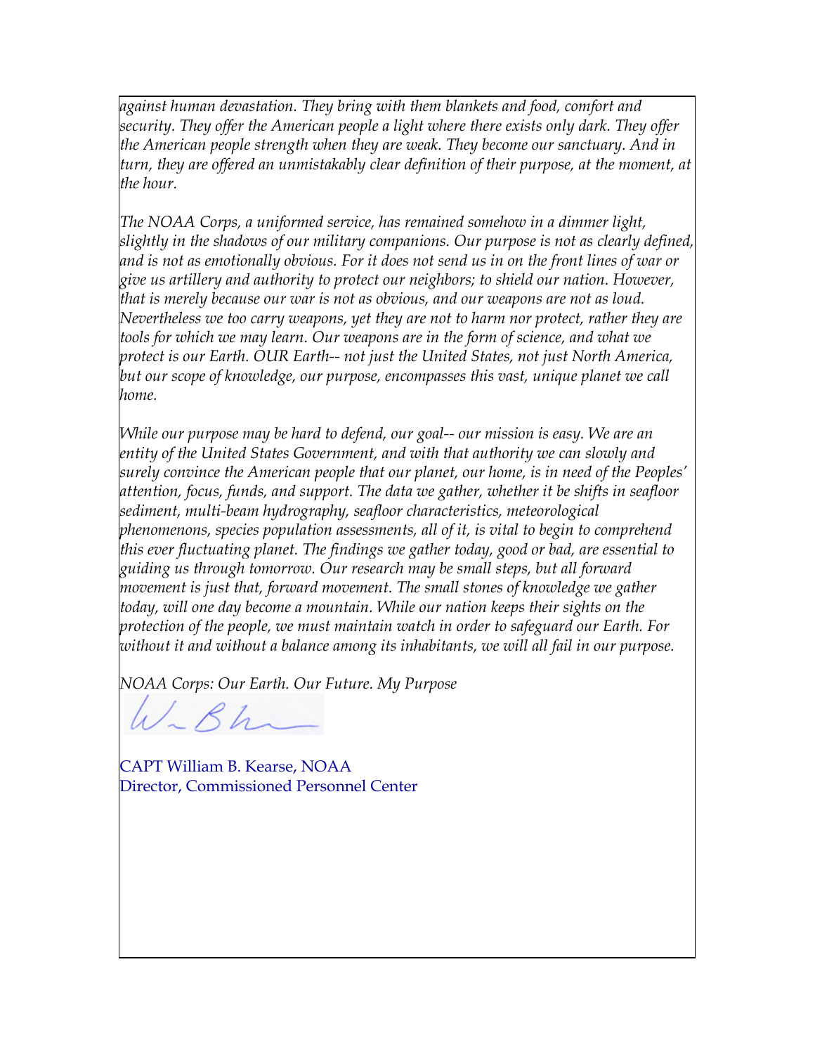*against human devastation. They bring with them blankets and food, comfort and security. They offer the American people a light where there exists only dark. They offer the American people strength when they are weak. They become our sanctuary. And in turn, they are offered an unmistakably clear definition of their purpose, at the moment, at the hour.*

*The NOAA Corps, a uniformed service, has remained somehow in a dimmer light, slightly in the shadows of our military companions. Our purpose is not as clearly defined, and is not as emotionally obvious. For it does not send us in on the front lines of war or give us artillery and authority to protect our neighbors; to shield our nation. However, that is merely because our war is not as obvious, and our weapons are not as loud. Nevertheless we too carry weapons, yet they are not to harm nor protect, rather they are tools for which we may learn. Our weapons are in the form of science, and what we protect is our Earth. OUR Earth-- not just the United States, not just North America, but our scope of knowledge, our purpose, encompasses this vast, unique planet we call home.*

*While our purpose may be hard to defend, our goal-- our mission is easy. We are an entity of the United States Government, and with that authority we can slowly and surely convince the American people that our planet, our home, is in need of the Peoples' attention, focus, funds, and support. The data we gather, whether it be shifts in seafloor sediment, multi-beam hydrography, seafloor characteristics, meteorological phenomenons, species population assessments, all of it, is vital to begin to comprehend this ever fluctuating planet. The findings we gather today, good or bad, are essential to guiding us through tomorrow. Our research may be small steps, but all forward movement is just that, forward movement. The small stones of knowledge we gather today, will one day become a mountain. While our nation keeps their sights on the protection of the people, we must maintain watch in order to safeguard our Earth. For without it and without a balance among its inhabitants, we will all fail in our purpose.*

*NOAA Corps: Our Earth. Our Future. My Purpose*

CAPT William B. Kearse, NOAA
Director, Commissioned Personnel Center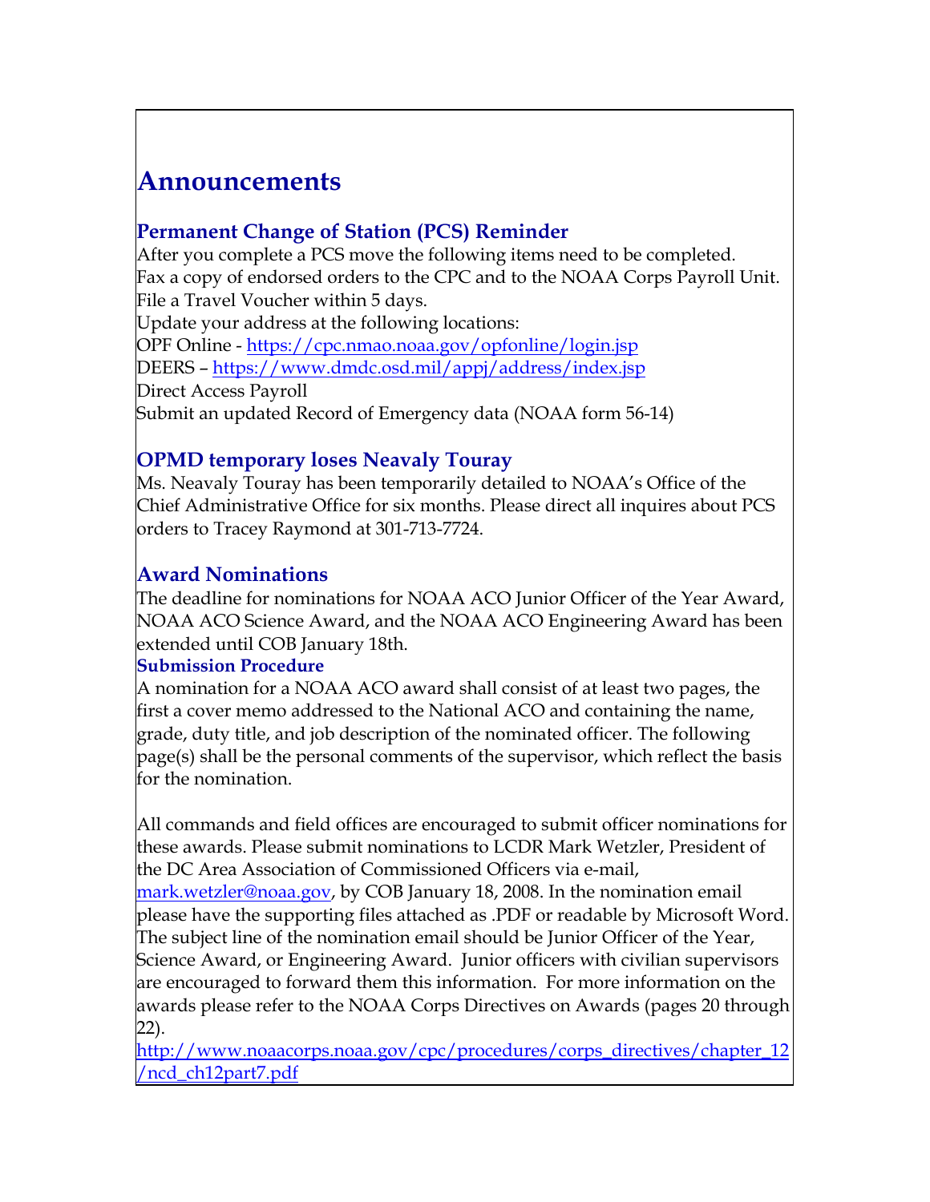# Announcements

## Permanent Change of Station (PCS) Reminder

After you complete a PCS move the following items need to be completed.
Fax a copy of endorsed orders to the CPC and to the NOAA Corps Payroll Unit.
File a Travel Voucher within 5 days.
Update your address at the following locations:
OPF Online - https://cpc.nmao.noaa.gov/opfonline/login.jsp
DEERS – https://www.dmdc.osd.mil/appj/address/index.jsp
Direct Access Payroll
Submit an updated Record of Emergency data (NOAA form 56-14)

## OPMD temporary loses Neavaly Touray

Ms. Neavaly Touray has been temporarily detailed to NOAA's Office of the Chief Administrative Office for six months. Please direct all inquires about PCS orders to Tracey Raymond at 301-713-7724.

## Award Nominations

The deadline for nominations for NOAA ACO Junior Officer of the Year Award, NOAA ACO Science Award, and the NOAA ACO Engineering Award has been extended until COB January 18th.

### Submission Procedure

A nomination for a NOAA ACO award shall consist of at least two pages, the first a cover memo addressed to the National ACO and containing the name, grade, duty title, and job description of the nominated officer. The following page(s) shall be the personal comments of the supervisor, which reflect the basis for the nomination.

All commands and field offices are encouraged to submit officer nominations for these awards. Please submit nominations to LCDR Mark Wetzler, President of the DC Area Association of Commissioned Officers via e-mail, mark.wetzler@noaa.gov, by COB January 18, 2008. In the nomination email please have the supporting files attached as .PDF or readable by Microsoft Word. The subject line of the nomination email should be Junior Officer of the Year, Science Award, or Engineering Award. Junior officers with civilian supervisors are encouraged to forward them this information. For more information on the awards please refer to the NOAA Corps Directives on Awards (pages 20 through 22).
http://www.noaacorps.noaa.gov/cpc/procedures/corps_directives/chapter_12/ncd_ch12part7.pdf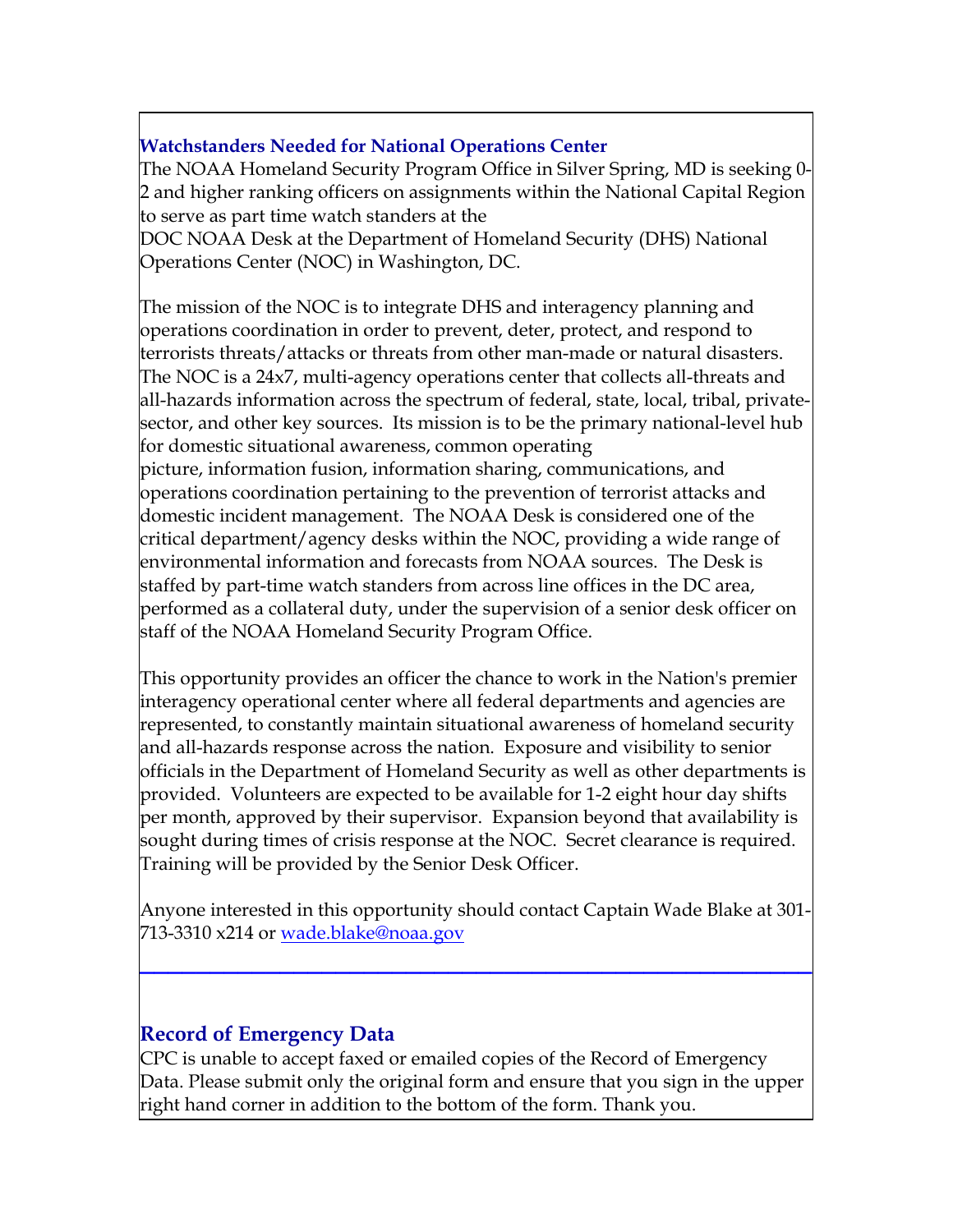## Watchstanders Needed for National Operations Center

The NOAA Homeland Security Program Office in Silver Spring, MD is seeking 0-2 and higher ranking officers on assignments within the National Capital Region to serve as part time watch standers at the DOC NOAA Desk at the Department of Homeland Security (DHS) National Operations Center (NOC) in Washington, DC.

The mission of the NOC is to integrate DHS and interagency planning and operations coordination in order to prevent, deter, protect, and respond to terrorists threats/attacks or threats from other man-made or natural disasters. The NOC is a 24x7, multi-agency operations center that collects all-threats and all-hazards information across the spectrum of federal, state, local, tribal, private-sector, and other key sources. Its mission is to be the primary national-level hub for domestic situational awareness, common operating picture, information fusion, information sharing, communications, and operations coordination pertaining to the prevention of terrorist attacks and domestic incident management. The NOAA Desk is considered one of the critical department/agency desks within the NOC, providing a wide range of environmental information and forecasts from NOAA sources. The Desk is staffed by part-time watch standers from across line offices in the DC area, performed as a collateral duty, under the supervision of a senior desk officer on staff of the NOAA Homeland Security Program Office.

This opportunity provides an officer the chance to work in the Nation's premier interagency operational center where all federal departments and agencies are represented, to constantly maintain situational awareness of homeland security and all-hazards response across the nation. Exposure and visibility to senior officials in the Department of Homeland Security as well as other departments is provided. Volunteers are expected to be available for 1-2 eight hour day shifts per month, approved by their supervisor. Expansion beyond that availability is sought during times of crisis response at the NOC. Secret clearance is required. Training will be provided by the Senior Desk Officer.

Anyone interested in this opportunity should contact Captain Wade Blake at 301-713-3310 x214 or [wade.blake@noaa.gov](mailto:wade.blake@noaa.gov)

---

## Record of Emergency Data

CPC is unable to accept faxed or emailed copies of the Record of Emergency Data. Please submit only the original form and ensure that you sign in the upper right hand corner in addition to the bottom of the form. Thank you.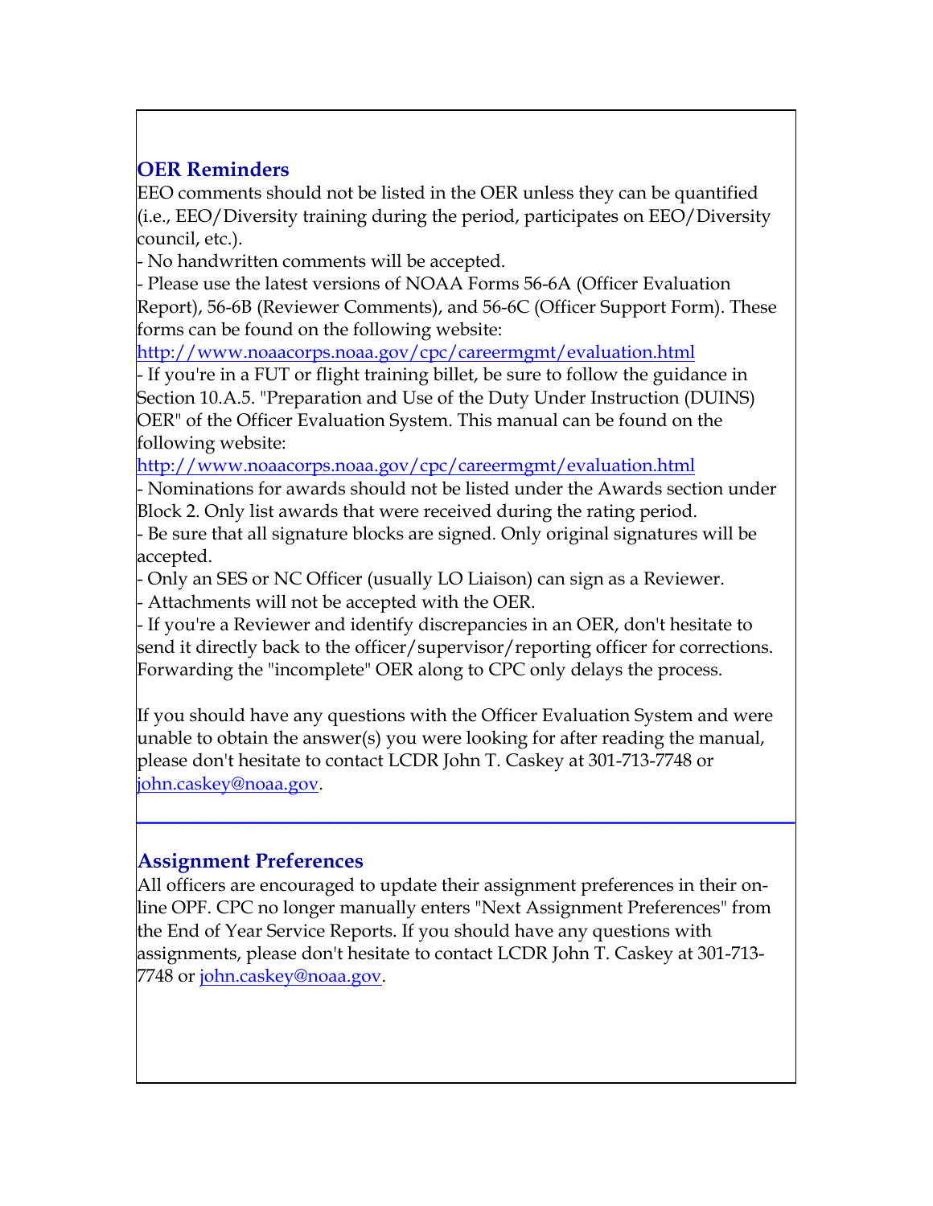## OER Reminders

EEO comments should not be listed in the OER unless they can be quantified (i.e., EEO/Diversity training during the period, participates on EEO/Diversity council, etc.).

- No handwritten comments will be accepted.
- Please use the latest versions of NOAA Forms 56-6A (Officer Evaluation Report), 56-6B (Reviewer Comments), and 56-6C (Officer Support Form). These forms can be found on the following website: [http://www.noaacorps.noaa.gov/cpc/careermgmt/evaluation.html](http://www.noaacorps.noaa.gov/cpc/careermgmt/evaluation.html)
- If you're in a FUT or flight training billet, be sure to follow the guidance in Section 10.A.5. "Preparation and Use of the Duty Under Instruction (DUINS) OER" of the Officer Evaluation System. This manual can be found on the following website: [http://www.noaacorps.noaa.gov/cpc/careermgmt/evaluation.html](http://www.noaacorps.noaa.gov/cpc/careermgmt/evaluation.html)
- Nominations for awards should not be listed under the Awards section under Block 2. Only list awards that were received during the rating period.
- Be sure that all signature blocks are signed. Only original signatures will be accepted.
- Only an SES or NC Officer (usually LO Liaison) can sign as a Reviewer.
- Attachments will not be accepted with the OER.
- If you're a Reviewer and identify discrepancies in an OER, don't hesitate to send it directly back to the officer/supervisor/reporting officer for corrections. Forwarding the "incomplete" OER along to CPC only delays the process.

If you should have any questions with the Officer Evaluation System and were unable to obtain the answer(s) you were looking for after reading the manual, please don't hesitate to contact LCDR John T. Caskey at 301-713-7748 or [john.caskey@noaa.gov](mailto:john.caskey@noaa.gov).

---

## Assignment Preferences

All officers are encouraged to update their assignment preferences in their on-line OPF. CPC no longer manually enters "Next Assignment Preferences" from the End of Year Service Reports. If you should have any questions with assignments, please don't hesitate to contact LCDR John T. Caskey at 301-713-7748 or [john.caskey@noaa.gov](mailto:john.caskey@noaa.gov).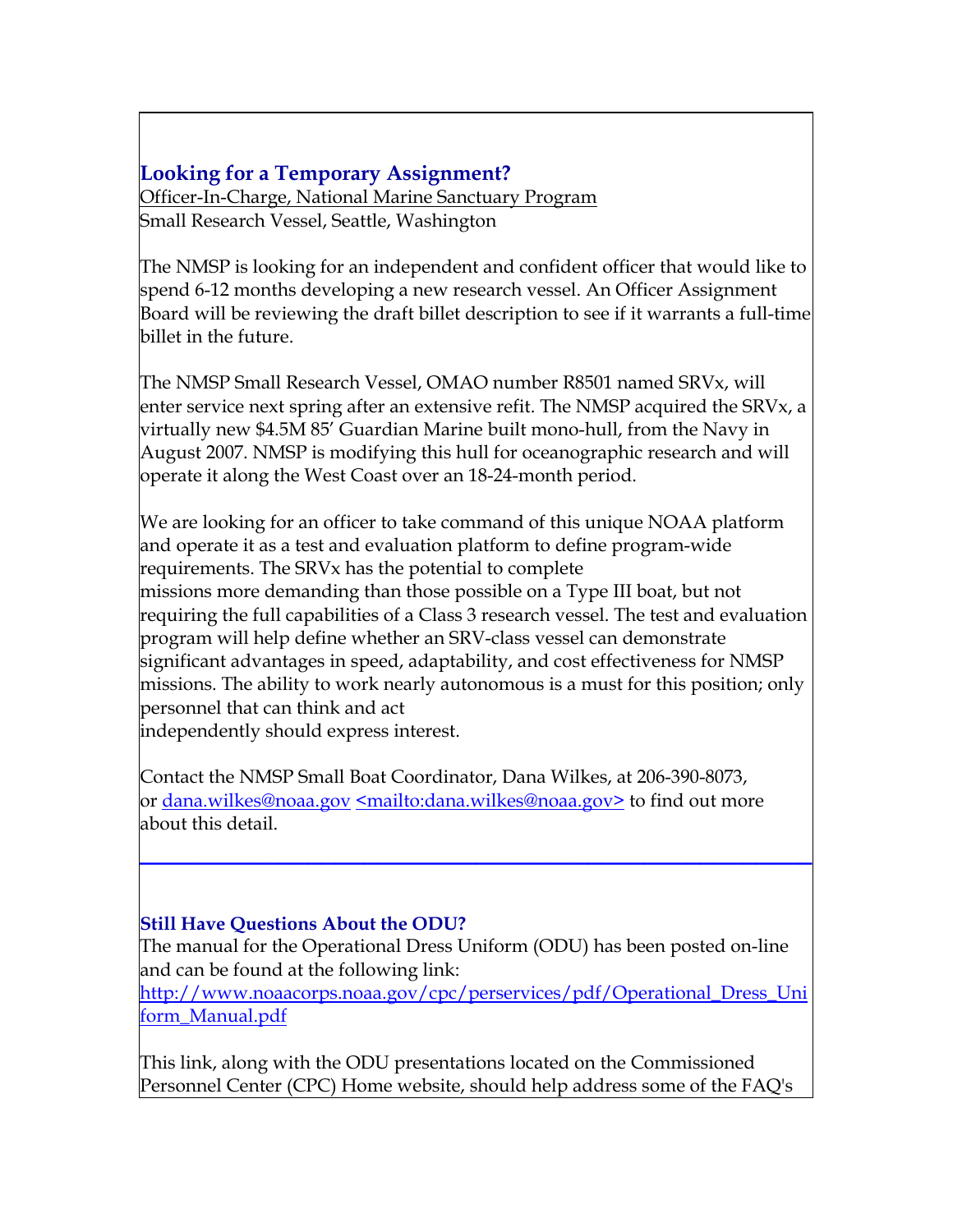## Looking for a Temporary Assignment?

Officer-In-Charge, National Marine Sanctuary Program
Small Research Vessel, Seattle, Washington

The NMSP is looking for an independent and confident officer that would like to spend 6-12 months developing a new research vessel. An Officer Assignment Board will be reviewing the draft billet description to see if it warrants a full-time billet in the future.

The NMSP Small Research Vessel, OMAO number R8501 named SRVx, will enter service next spring after an extensive refit. The NMSP acquired the SRVx, a virtually new $4.5M 85' Guardian Marine built mono-hull, from the Navy in August 2007. NMSP is modifying this hull for oceanographic research and will operate it along the West Coast over an 18-24-month period.

We are looking for an officer to take command of this unique NOAA platform and operate it as a test and evaluation platform to define program-wide requirements. The SRVx has the potential to complete missions more demanding than those possible on a Type III boat, but not requiring the full capabilities of a Class 3 research vessel. The test and evaluation program will help define whether an SRV-class vessel can demonstrate significant advantages in speed, adaptability, and cost effectiveness for NMSP missions. The ability to work nearly autonomous is a must for this position; only personnel that can think and act independently should express interest.

Contact the NMSP Small Boat Coordinator, Dana Wilkes, at 206-390-8073, or dana.wilkes@noaa.gov <mailto:dana.wilkes@noaa.gov> to find out more about this detail.

---

### Still Have Questions About the ODU?

The manual for the Operational Dress Uniform (ODU) has been posted on-line and can be found at the following link:
http://www.noaacorps.noaa.gov/cpc/perservices/pdf/Operational_Dress_Uniform_Manual.pdf

This link, along with the ODU presentations located on the Commissioned Personnel Center (CPC) Home website, should help address some of the FAQ's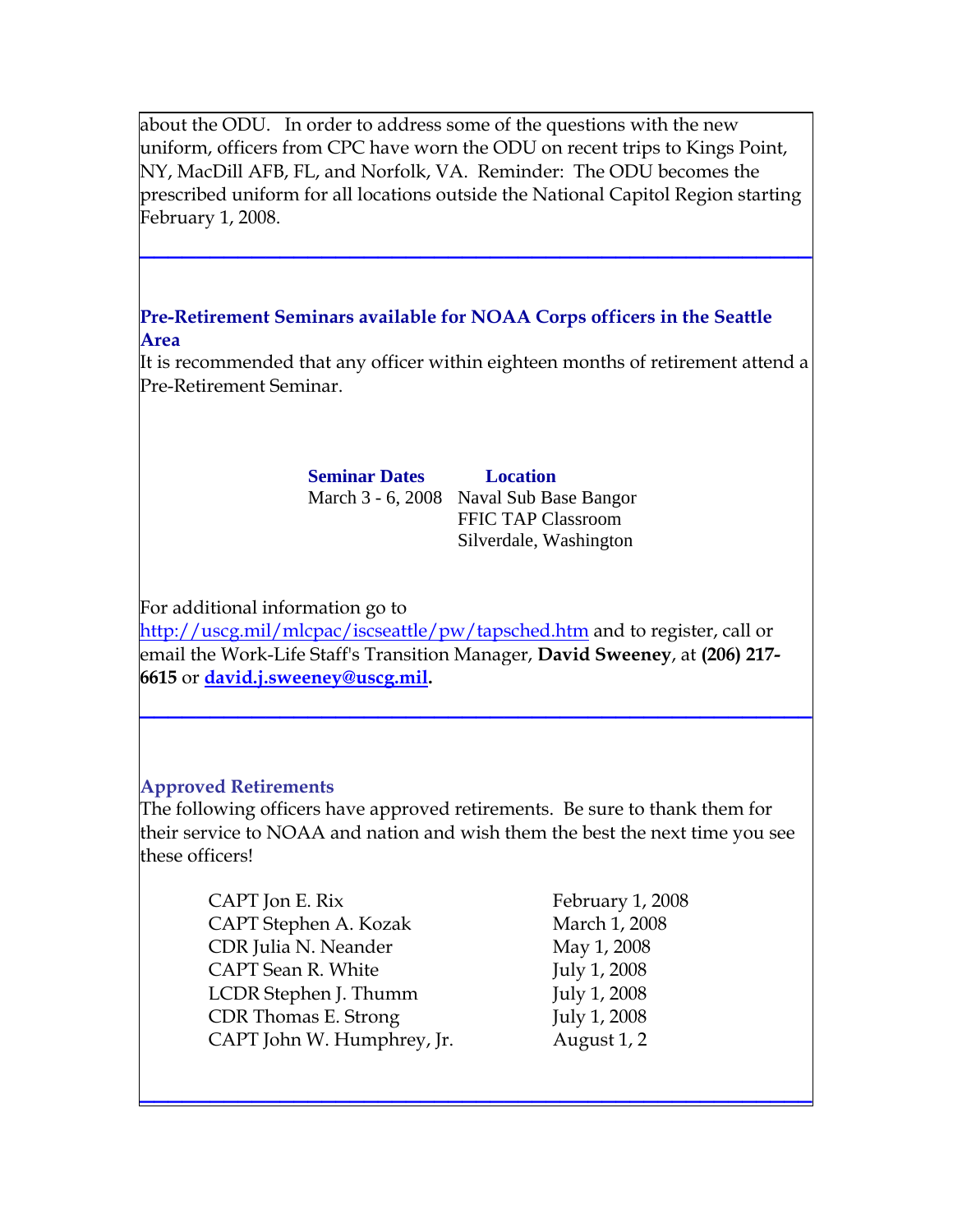about the ODU. In order to address some of the questions with the new uniform, officers from CPC have worn the ODU on recent trips to Kings Point, NY, MacDill AFB, FL, and Norfolk, VA. Reminder: The ODU becomes the prescribed uniform for all locations outside the National Capitol Region starting February 1, 2008.

---

### Pre-Retirement Seminars available for NOAA Corps officers in the Seattle Area

It is recommended that any officer within eighteen months of retirement attend a Pre-Retirement Seminar.

| Seminar Dates | Location |
| --- | --- |
| March 3 - 6, 2008 | Naval Sub Base Bangor<br>FFIC TAP Classroom<br>Silverdale, Washington |

For additional information go to http://uscg.mil/mlcpac/iscseattle/pw/tapsched.htm and to register, call or email the Work-Life Staff's Transition Manager, **David Sweeney**, at **(206) 217-6615** or **david.j.sweeney@uscg.mil.**

---

### Approved Retirements

The following officers have approved retirements. Be sure to thank them for their service to NOAA and nation and wish them the best the next time you see these officers!

| | |
| --- | --- |
| CAPT Jon E. Rix | February 1, 2008 |
| CAPT Stephen A. Kozak | March 1, 2008 |
| CDR Julia N. Neander | May 1, 2008 |
| CAPT Sean R. White | July 1, 2008 |
| LCDR Stephen J. Thumm | July 1, 2008 |
| CDR Thomas E. Strong | July 1, 2008 |
| CAPT John W. Humphrey, Jr. | August 1, 2 |

---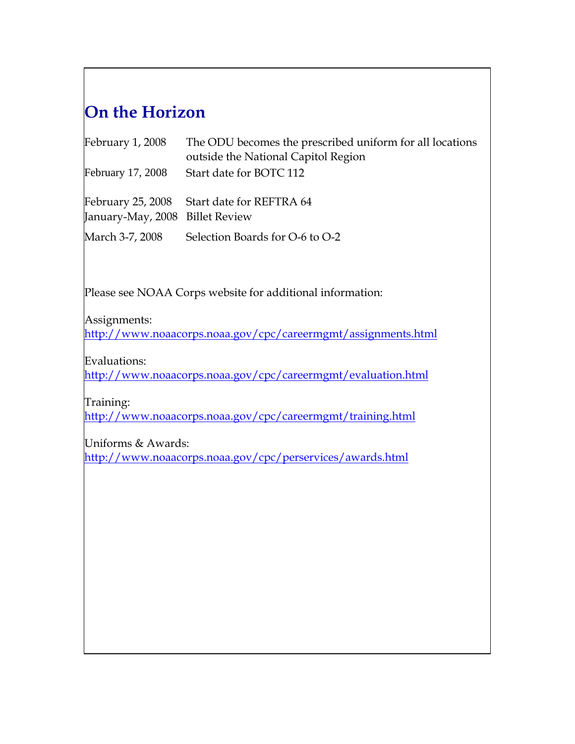## On the Horizon

| | |
|---|---|
| February 1, 2008 | The ODU becomes the prescribed uniform for all locations outside the National Capitol Region |
| February 17, 2008 | Start date for BOTC 112 |
| February 25, 2008 | Start date for REFTRA 64 |
| January-May, 2008 | Billet Review |
| March 3-7, 2008 | Selection Boards for O-6 to O-2 |

Please see NOAA Corps website for additional information:

Assignments:
http://www.noaacorps.noaa.gov/cpc/careermgmt/assignments.html

Evaluations:
http://www.noaacorps.noaa.gov/cpc/careermgmt/evaluation.html

Training:
http://www.noaacorps.noaa.gov/cpc/careermgmt/training.html

Uniforms & Awards:
http://www.noaacorps.noaa.gov/cpc/perservices/awards.html